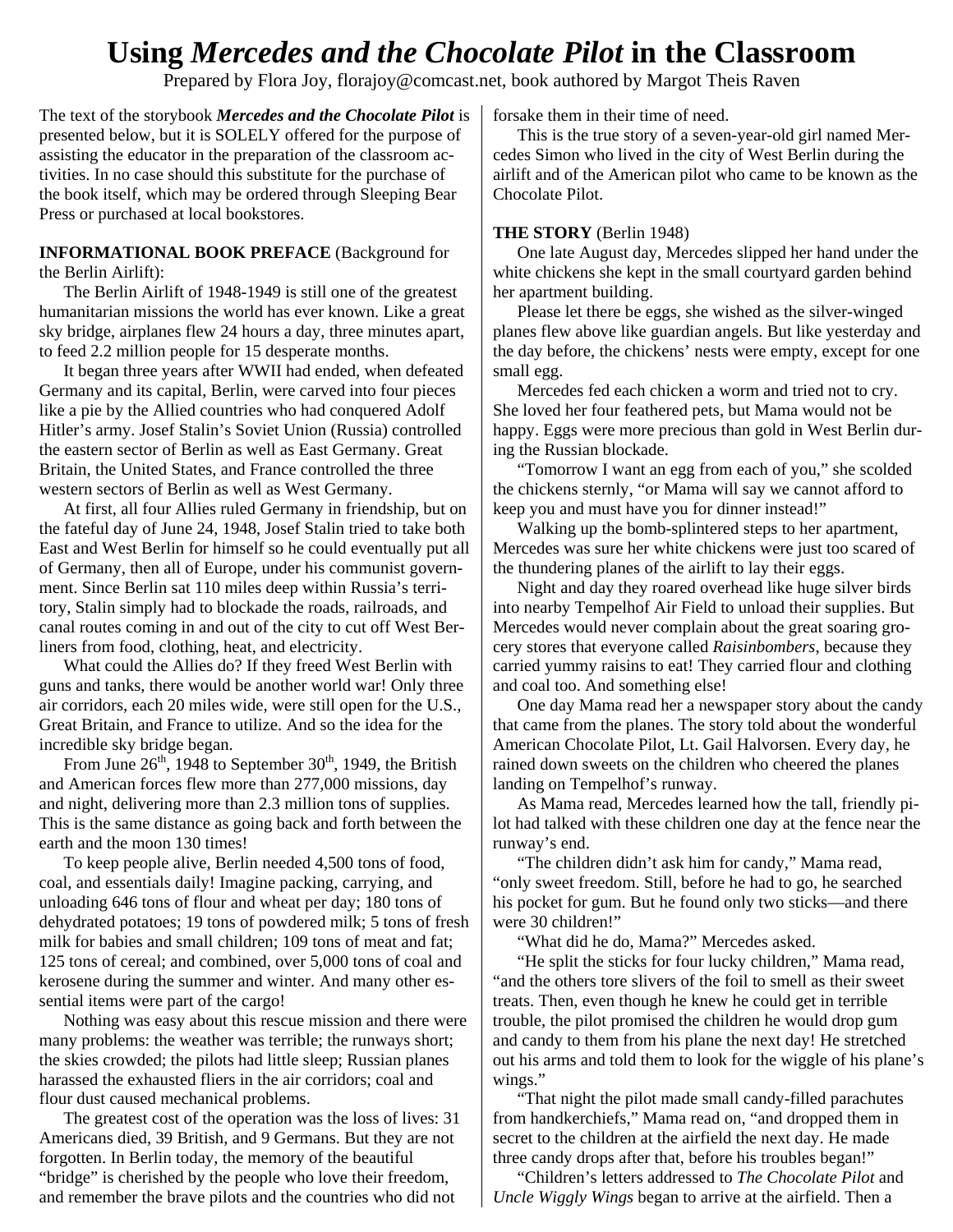# Using *Mercedes and the Chocolate Pilot* in the Classroom

Prepared by Flora Joy, florajoy@comcast.net, book authored by Margot Theis Raven

The text of the storybook ***Mercedes and the Chocolate Pilot*** is presented below, but it is SOLELY offered for the purpose of assisting the educator in the preparation of the classroom activities. In no case should this substitute for the purchase of the book itself, which may be ordered through Sleeping Bear Press or purchased at local bookstores.

**INFORMATIONAL BOOK PREFACE** (Background for the Berlin Airlift):

The Berlin Airlift of 1948-1949 is still one of the greatest humanitarian missions the world has ever known. Like a great sky bridge, airplanes flew 24 hours a day, three minutes apart, to feed 2.2 million people for 15 desperate months.

It began three years after WWII had ended, when defeated Germany and its capital, Berlin, were carved into four pieces like a pie by the Allied countries who had conquered Adolf Hitler's army. Josef Stalin's Soviet Union (Russia) controlled the eastern sector of Berlin as well as East Germany. Great Britain, the United States, and France controlled the three western sectors of Berlin as well as West Germany.

At first, all four Allies ruled Germany in friendship, but on the fateful day of June 24, 1948, Josef Stalin tried to take both East and West Berlin for himself so he could eventually put all of Germany, then all of Europe, under his communist government. Since Berlin sat 110 miles deep within Russia's territory, Stalin simply had to blockade the roads, railroads, and canal routes coming in and out of the city to cut off West Berliners from food, clothing, heat, and electricity.

What could the Allies do? If they freed West Berlin with guns and tanks, there would be another world war! Only three air corridors, each 20 miles wide, were still open for the U.S., Great Britain, and France to utilize. And so the idea for the incredible sky bridge began.

From June 26th, 1948 to September 30th, 1949, the British and American forces flew more than 277,000 missions, day and night, delivering more than 2.3 million tons of supplies. This is the same distance as going back and forth between the earth and the moon 130 times!

To keep people alive, Berlin needed 4,500 tons of food, coal, and essentials daily! Imagine packing, carrying, and unloading 646 tons of flour and wheat per day; 180 tons of dehydrated potatoes; 19 tons of powdered milk; 5 tons of fresh milk for babies and small children; 109 tons of meat and fat; 125 tons of cereal; and combined, over 5,000 tons of coal and kerosene during the summer and winter. And many other essential items were part of the cargo!

Nothing was easy about this rescue mission and there were many problems: the weather was terrible; the runways short; the skies crowded; the pilots had little sleep; Russian planes harassed the exhausted fliers in the air corridors; coal and flour dust caused mechanical problems.

The greatest cost of the operation was the loss of lives: 31 Americans died, 39 British, and 9 Germans. But they are not forgotten. In Berlin today, the memory of the beautiful "bridge" is cherished by the people who love their freedom, and remember the brave pilots and the countries who did not forsake them in their time of need.

This is the true story of a seven-year-old girl named Mercedes Simon who lived in the city of West Berlin during the airlift and of the American pilot who came to be known as the Chocolate Pilot.

**THE STORY** (Berlin 1948)

One late August day, Mercedes slipped her hand under the white chickens she kept in the small courtyard garden behind her apartment building.

Please let there be eggs, she wished as the silver-winged planes flew above like guardian angels. But like yesterday and the day before, the chickens' nests were empty, except for one small egg.

Mercedes fed each chicken a worm and tried not to cry. She loved her four feathered pets, but Mama would not be happy. Eggs were more precious than gold in West Berlin during the Russian blockade.

"Tomorrow I want an egg from each of you," she scolded the chickens sternly, "or Mama will say we cannot afford to keep you and must have you for dinner instead!"

Walking up the bomb-splintered steps to her apartment, Mercedes was sure her white chickens were just too scared of the thundering planes of the airlift to lay their eggs.

Night and day they roared overhead like huge silver birds into nearby Tempelhof Air Field to unload their supplies. But Mercedes would never complain about the great soaring grocery stores that everyone called *Raisinbombers*, because they carried yummy raisins to eat! They carried flour and clothing and coal too. And something else!

One day Mama read her a newspaper story about the candy that came from the planes. The story told about the wonderful American Chocolate Pilot, Lt. Gail Halvorsen. Every day, he rained down sweets on the children who cheered the planes landing on Tempelhof's runway.

As Mama read, Mercedes learned how the tall, friendly pilot had talked with these children one day at the fence near the runway's end.

"The children didn't ask him for candy," Mama read, "only sweet freedom. Still, before he had to go, he searched his pocket for gum. But he found only two sticks—and there were 30 children!"

"What did he do, Mama?" Mercedes asked.

"He split the sticks for four lucky children," Mama read, "and the others tore slivers of the foil to smell as their sweet treats. Then, even though he knew he could get in terrible trouble, the pilot promised the children he would drop gum and candy to them from his plane the next day! He stretched out his arms and told them to look for the wiggle of his plane's wings."

"That night the pilot made small candy-filled parachutes from handkerchiefs," Mama read on, "and dropped them in secret to the children at the airfield the next day. He made three candy drops after that, before his troubles began!"

"Children's letters addressed to *The Chocolate Pilot* and *Uncle Wiggly Wings* began to arrive at the airfield. Then a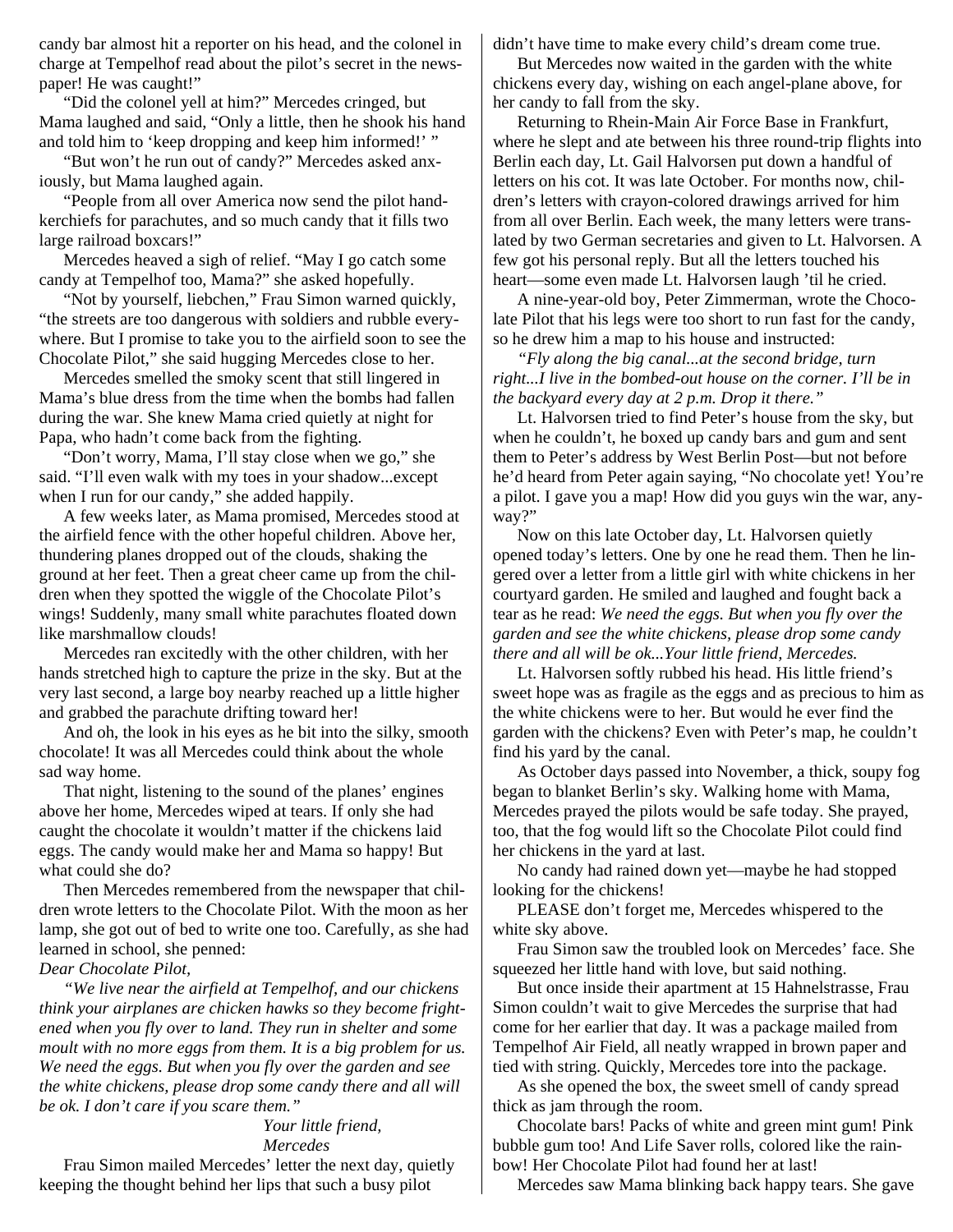candy bar almost hit a reporter on his head, and the colonel in charge at Tempelhof read about the pilot's secret in the newspaper! He was caught!"

"Did the colonel yell at him?" Mercedes cringed, but Mama laughed and said, "Only a little, then he shook his hand and told him to 'keep dropping and keep him informed!' "

"But won't he run out of candy?" Mercedes asked anxiously, but Mama laughed again.

"People from all over America now send the pilot handkerchiefs for parachutes, and so much candy that it fills two large railroad boxcars!"

Mercedes heaved a sigh of relief. "May I go catch some candy at Tempelhof too, Mama?" she asked hopefully.

"Not by yourself, liebchen," Frau Simon warned quickly, "the streets are too dangerous with soldiers and rubble everywhere. But I promise to take you to the airfield soon to see the Chocolate Pilot," she said hugging Mercedes close to her.

Mercedes smelled the smoky scent that still lingered in Mama's blue dress from the time when the bombs had fallen during the war. She knew Mama cried quietly at night for Papa, who hadn't come back from the fighting.

"Don't worry, Mama, I'll stay close when we go," she said. "I'll even walk with my toes in your shadow...except when I run for our candy," she added happily.

A few weeks later, as Mama promised, Mercedes stood at the airfield fence with the other hopeful children. Above her, thundering planes dropped out of the clouds, shaking the ground at her feet. Then a great cheer came up from the children when they spotted the wiggle of the Chocolate Pilot's wings! Suddenly, many small white parachutes floated down like marshmallow clouds!

Mercedes ran excitedly with the other children, with her hands stretched high to capture the prize in the sky. But at the very last second, a large boy nearby reached up a little higher and grabbed the parachute drifting toward her!

And oh, the look in his eyes as he bit into the silky, smooth chocolate! It was all Mercedes could think about the whole sad way home.

That night, listening to the sound of the planes' engines above her home, Mercedes wiped at tears. If only she had caught the chocolate it wouldn't matter if the chickens laid eggs. The candy would make her and Mama so happy! But what could she do?

Then Mercedes remembered from the newspaper that children wrote letters to the Chocolate Pilot. With the moon as her lamp, she got out of bed to write one too. Carefully, as she had learned in school, she penned:

*Dear Chocolate Pilot,*

*"We live near the airfield at Tempelhof, and our chickens think your airplanes are chicken hawks so they become frightened when you fly over to land. They run in shelter and some moult with no more eggs from them. It is a big problem for us. We need the eggs. But when you fly over the garden and see the white chickens, please drop some candy there and all will be ok. I don't care if you scare them."*

*Your little friend,*
*Mercedes*

Frau Simon mailed Mercedes' letter the next day, quietly keeping the thought behind her lips that such a busy pilot didn't have time to make every child's dream come true.

But Mercedes now waited in the garden with the white chickens every day, wishing on each angel-plane above, for her candy to fall from the sky.

Returning to Rhein-Main Air Force Base in Frankfurt, where he slept and ate between his three round-trip flights into Berlin each day, Lt. Gail Halvorsen put down a handful of letters on his cot. It was late October. For months now, children's letters with crayon-colored drawings arrived for him from all over Berlin. Each week, the many letters were translated by two German secretaries and given to Lt. Halvorsen. A few got his personal reply. But all the letters touched his heart—some even made Lt. Halvorsen laugh 'til he cried.

A nine-year-old boy, Peter Zimmerman, wrote the Chocolate Pilot that his legs were too short to run fast for the candy, so he drew him a map to his house and instructed:

*"Fly along the big canal...at the second bridge, turn right...I live in the bombed-out house on the corner. I'll be in the backyard every day at 2 p.m. Drop it there."*

Lt. Halvorsen tried to find Peter's house from the sky, but when he couldn't, he boxed up candy bars and gum and sent them to Peter's address by West Berlin Post—but not before he'd heard from Peter again saying, "No chocolate yet! You're a pilot. I gave you a map! How did you guys win the war, anyway?"

Now on this late October day, Lt. Halvorsen quietly opened today's letters. One by one he read them. Then he lingered over a letter from a little girl with white chickens in her courtyard garden. He smiled and laughed and fought back a tear as he read: *We need the eggs. But when you fly over the garden and see the white chickens, please drop some candy there and all will be ok...Your little friend, Mercedes.*

Lt. Halvorsen softly rubbed his head. His little friend's sweet hope was as fragile as the eggs and as precious to him as the white chickens were to her. But would he ever find the garden with the chickens? Even with Peter's map, he couldn't find his yard by the canal.

As October days passed into November, a thick, soupy fog began to blanket Berlin's sky. Walking home with Mama, Mercedes prayed the pilots would be safe today. She prayed, too, that the fog would lift so the Chocolate Pilot could find her chickens in the yard at last.

No candy had rained down yet—maybe he had stopped looking for the chickens!

PLEASE don't forget me, Mercedes whispered to the white sky above.

Frau Simon saw the troubled look on Mercedes' face. She squeezed her little hand with love, but said nothing.

But once inside their apartment at 15 Hahnelstrasse, Frau Simon couldn't wait to give Mercedes the surprise that had come for her earlier that day. It was a package mailed from Tempelhof Air Field, all neatly wrapped in brown paper and tied with string. Quickly, Mercedes tore into the package.

As she opened the box, the sweet smell of candy spread thick as jam through the room.

Chocolate bars! Packs of white and green mint gum! Pink bubble gum too! And Life Saver rolls, colored like the rainbow! Her Chocolate Pilot had found her at last!

Mercedes saw Mama blinking back happy tears. She gave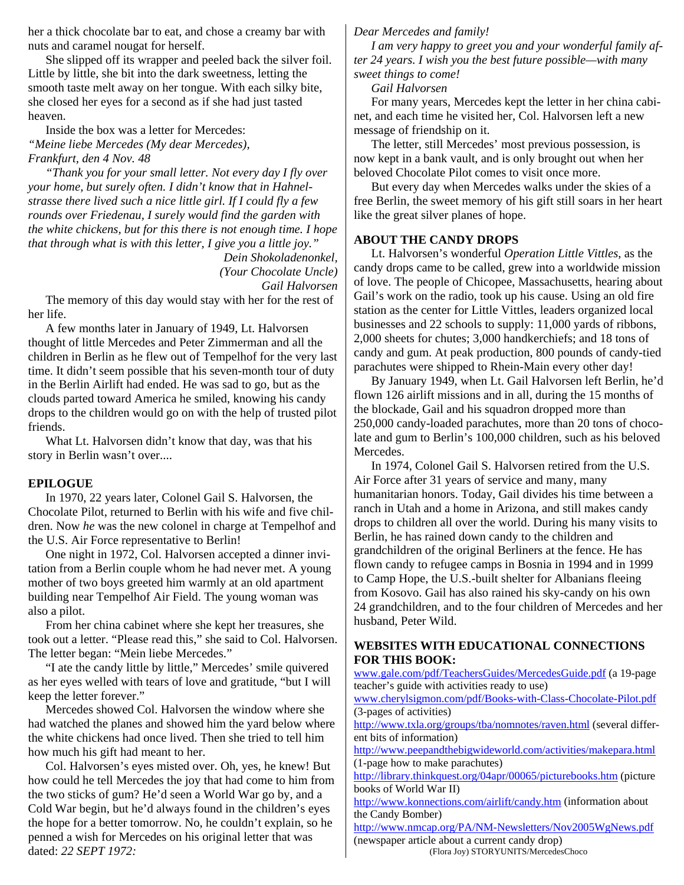her a thick chocolate bar to eat, and chose a creamy bar with nuts and caramel nougat for herself.

She slipped off its wrapper and peeled back the silver foil. Little by little, she bit into the dark sweetness, letting the smooth taste melt away on her tongue. With each silky bite, she closed her eyes for a second as if she had just tasted heaven.

Inside the box was a letter for Mercedes:

*"Meine liebe Mercedes (My dear Mercedes),*
*Frankfurt, den 4 Nov. 48*

*"Thank you for your small letter. Not every day I fly over your home, but surely often. I didn't know that in Hahnelstrasse there lived such a nice little girl. If I could fly a few rounds over Friedenau, I surely would find the garden with the white chickens, but for this there is not enough time. I hope that through what is with this letter, I give you a little joy."*

*Dein Shokoladenonkel,*
*(Your Chocolate Uncle)*
*Gail Halvorsen*

The memory of this day would stay with her for the rest of her life.

A few months later in January of 1949, Lt. Halvorsen thought of little Mercedes and Peter Zimmerman and all the children in Berlin as he flew out of Tempelhof for the very last time. It didn't seem possible that his seven-month tour of duty in the Berlin Airlift had ended. He was sad to go, but as the clouds parted toward America he smiled, knowing his candy drops to the children would go on with the help of trusted pilot friends.

What Lt. Halvorsen didn't know that day, was that his story in Berlin wasn't over....

## EPILOGUE

In 1970, 22 years later, Colonel Gail S. Halvorsen, the Chocolate Pilot, returned to Berlin with his wife and five children. Now *he* was the new colonel in charge at Tempelhof and the U.S. Air Force representative to Berlin!

One night in 1972, Col. Halvorsen accepted a dinner invitation from a Berlin couple whom he had never met. A young mother of two boys greeted him warmly at an old apartment building near Tempelhof Air Field. The young woman was also a pilot.

From her china cabinet where she kept her treasures, she took out a letter. "Please read this," she said to Col. Halvorsen. The letter began: "Mein liebe Mercedes."

"I ate the candy little by little," Mercedes' smile quivered as her eyes welled with tears of love and gratitude, "but I will keep the letter forever."

Mercedes showed Col. Halvorsen the window where she had watched the planes and showed him the yard below where the white chickens had once lived. Then she tried to tell him how much his gift had meant to her.

Col. Halvorsen's eyes misted over. Oh, yes, he knew! But how could he tell Mercedes the joy that had come to him from the two sticks of gum? He'd seen a World War go by, and a Cold War begin, but he'd always found in the children's eyes the hope for a better tomorrow. No, he couldn't explain, so he penned a wish for Mercedes on his original letter that was dated: *22 SEPT 1972:*

*Dear Mercedes and family!*

*I am very happy to greet you and your wonderful family after 24 years. I wish you the best future possible—with many sweet things to come!*

*Gail Halvorsen*

For many years, Mercedes kept the letter in her china cabinet, and each time he visited her, Col. Halvorsen left a new message of friendship on it.

The letter, still Mercedes' most previous possession, is now kept in a bank vault, and is only brought out when her beloved Chocolate Pilot comes to visit once more.

But every day when Mercedes walks under the skies of a free Berlin, the sweet memory of his gift still soars in her heart like the great silver planes of hope.

## ABOUT THE CANDY DROPS

Lt. Halvorsen's wonderful *Operation Little Vittles*, as the candy drops came to be called, grew into a worldwide mission of love. The people of Chicopee, Massachusetts, hearing about Gail's work on the radio, took up his cause. Using an old fire station as the center for Little Vittles, leaders organized local businesses and 22 schools to supply: 11,000 yards of ribbons, 2,000 sheets for chutes; 3,000 handkerchiefs; and 18 tons of candy and gum. At peak production, 800 pounds of candy-tied parachutes were shipped to Rhein-Main every other day!

By January 1949, when Lt. Gail Halvorsen left Berlin, he'd flown 126 airlift missions and in all, during the 15 months of the blockade, Gail and his squadron dropped more than 250,000 candy-loaded parachutes, more than 20 tons of chocolate and gum to Berlin's 100,000 children, such as his beloved Mercedes.

In 1974, Colonel Gail S. Halvorsen retired from the U.S. Air Force after 31 years of service and many, many humanitarian honors. Today, Gail divides his time between a ranch in Utah and a home in Arizona, and still makes candy drops to children all over the world. During his many visits to Berlin, he has rained down candy to the children and grandchildren of the original Berliners at the fence. He has flown candy to refugee camps in Bosnia in 1994 and in 1999 to Camp Hope, the U.S.-built shelter for Albanians fleeing from Kosovo. Gail has also rained his sky-candy on his own 24 grandchildren, and to the four children of Mercedes and her husband, Peter Wild.

## WEBSITES WITH EDUCATIONAL CONNECTIONS FOR THIS BOOK:

www.gale.com/pdf/TeachersGuides/MercedesGuide.pdf (a 19-page teacher's guide with activities ready to use)

www.cherylsigmon.com/pdf/Books-with-Class-Chocolate-Pilot.pdf (3-pages of activities)

http://www.txla.org/groups/tba/nomnotes/raven.html (several different bits of information)

http://www.peepandthebigwideworld.com/activities/makepara.html (1-page how to make parachutes)

http://library.thinkquest.org/04apr/00065/picturebooks.htm (picture books of World War II)

http://www.konnections.com/airlift/candy.htm (information about the Candy Bomber)

http://www.nmcap.org/PA/NM-Newsletters/Nov2005WgNews.pdf (newspaper article about a current candy drop)

(Flora Joy) STORYUNITS/MercedesChoco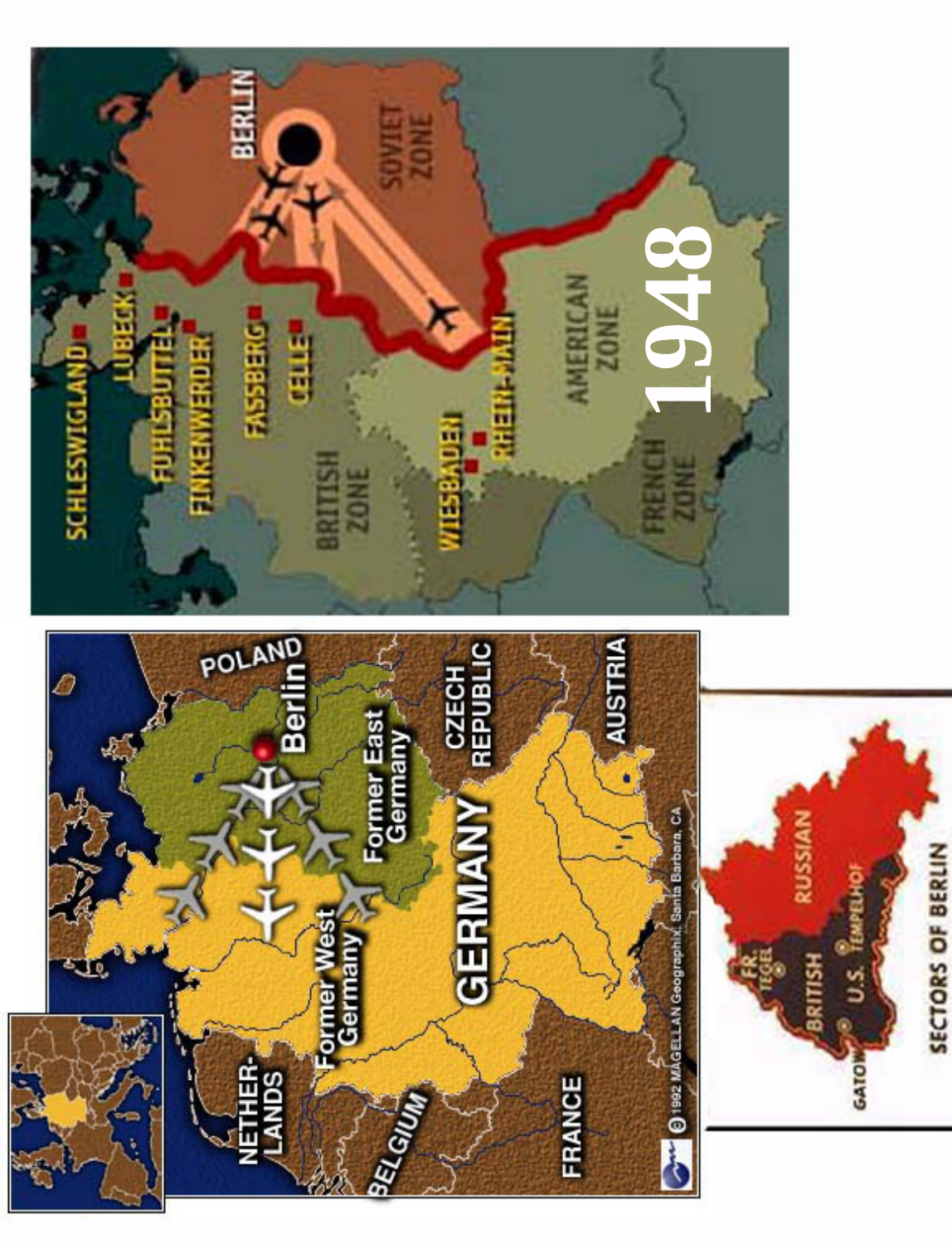1948

BERLIN

SOVIET ZONE

SCHLESWIGLAND

LUBECK

FUHLSBUTTEL

FINKENWERDER

FASSBERG

CELLE

BRITISH ZONE

WIESBADEN

RHEIN-MAIN

AMERICAN ZONE

FRENCH ZONE

POLAND

Berlin

Former East Germany

CZECH REPUBLIC

AUSTRIA

Former West Germany

GERMANY

NETHER-LANDS

BELGIUM

FRANCE

© 1992 MAGELLAN Geographix, Santa Barbara, CA

RUSSIAN

FR. TEGEL

BRITISH

U.S. TEMPELHOF

GATOW

SECTORS OF BERLIN